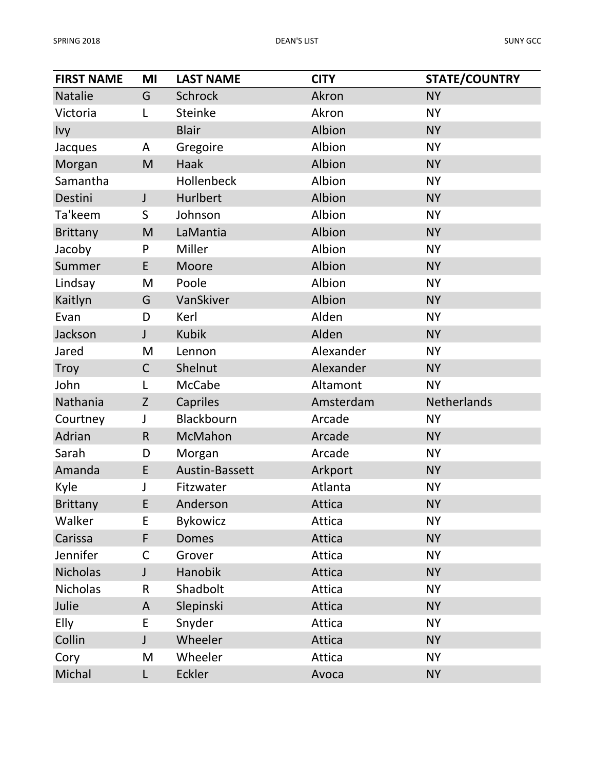| FIRST NAME | MI | LAST NAME | CITY | STATE/COUNTRY |
|---|---|---|---|---|
| Natalie | G | Schrock | Akron | NY |
| Victoria | L | Steinke | Akron | NY |
| Ivy | | Blair | Albion | NY |
| Jacques | A | Gregoire | Albion | NY |
| Morgan | M | Haak | Albion | NY |
| Samantha | | Hollenbeck | Albion | NY |
| Destini | J | Hurlbert | Albion | NY |
| Ta'keem | S | Johnson | Albion | NY |
| Brittany | M | LaMantia | Albion | NY |
| Jacoby | P | Miller | Albion | NY |
| Summer | E | Moore | Albion | NY |
| Lindsay | M | Poole | Albion | NY |
| Kaitlyn | G | VanSkiver | Albion | NY |
| Evan | D | Kerl | Alden | NY |
| Jackson | J | Kubik | Alden | NY |
| Jared | M | Lennon | Alexander | NY |
| Troy | C | Shelnut | Alexander | NY |
| John | L | McCabe | Altamont | NY |
| Nathania | Z | Capriles | Amsterdam | Netherlands |
| Courtney | J | Blackbourn | Arcade | NY |
| Adrian | R | McMahon | Arcade | NY |
| Sarah | D | Morgan | Arcade | NY |
| Amanda | E | Austin-Bassett | Arkport | NY |
| Kyle | J | Fitzwater | Atlanta | NY |
| Brittany | E | Anderson | Attica | NY |
| Walker | E | Bykowicz | Attica | NY |
| Carissa | F | Domes | Attica | NY |
| Jennifer | C | Grover | Attica | NY |
| Nicholas | J | Hanobik | Attica | NY |
| Nicholas | R | Shadbolt | Attica | NY |
| Julie | A | Slepinski | Attica | NY |
| Elly | E | Snyder | Attica | NY |
| Collin | J | Wheeler | Attica | NY |
| Cory | M | Wheeler | Attica | NY |
| Michal | L | Eckler | Avoca | NY |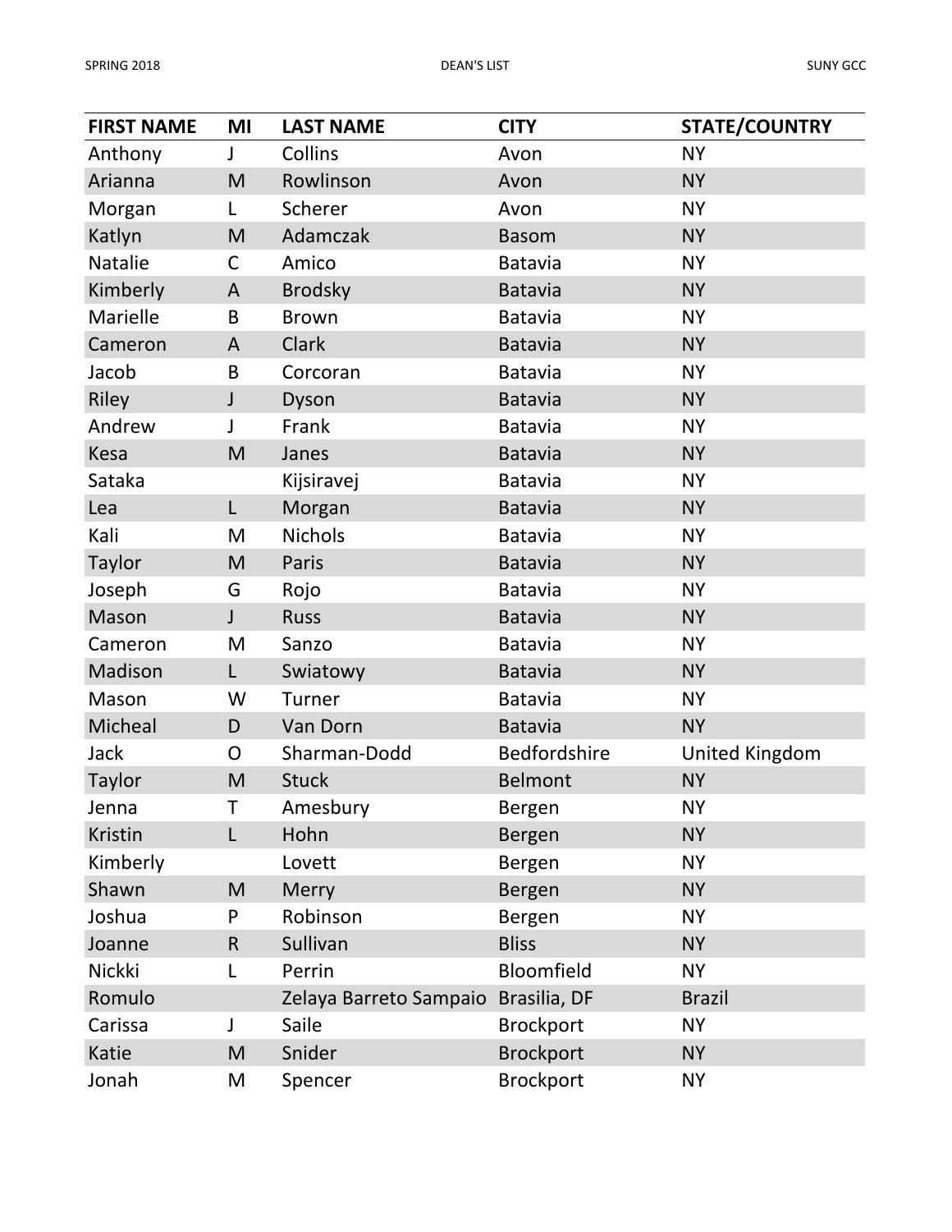| FIRST NAME | MI | LAST NAME | CITY | STATE/COUNTRY |
|---|---|---|---|---|
| Anthony | J | Collins | Avon | NY |
| Arianna | M | Rowlinson | Avon | NY |
| Morgan | L | Scherer | Avon | NY |
| Katlyn | M | Adamczak | Basom | NY |
| Natalie | C | Amico | Batavia | NY |
| Kimberly | A | Brodsky | Batavia | NY |
| Marielle | B | Brown | Batavia | NY |
| Cameron | A | Clark | Batavia | NY |
| Jacob | B | Corcoran | Batavia | NY |
| Riley | J | Dyson | Batavia | NY |
| Andrew | J | Frank | Batavia | NY |
| Kesa | M | Janes | Batavia | NY |
| Sataka | | Kijsiravej | Batavia | NY |
| Lea | L | Morgan | Batavia | NY |
| Kali | M | Nichols | Batavia | NY |
| Taylor | M | Paris | Batavia | NY |
| Joseph | G | Rojo | Batavia | NY |
| Mason | J | Russ | Batavia | NY |
| Cameron | M | Sanzo | Batavia | NY |
| Madison | L | Swiatowy | Batavia | NY |
| Mason | W | Turner | Batavia | NY |
| Micheal | D | Van Dorn | Batavia | NY |
| Jack | O | Sharman-Dodd | Bedfordshire | United Kingdom |
| Taylor | M | Stuck | Belmont | NY |
| Jenna | T | Amesbury | Bergen | NY |
| Kristin | L | Hohn | Bergen | NY |
| Kimberly | | Lovett | Bergen | NY |
| Shawn | M | Merry | Bergen | NY |
| Joshua | P | Robinson | Bergen | NY |
| Joanne | R | Sullivan | Bliss | NY |
| Nickki | L | Perrin | Bloomfield | NY |
| Romulo | | Zelaya Barreto Sampaio | Brasilia, DF | Brazil |
| Carissa | J | Saile | Brockport | NY |
| Katie | M | Snider | Brockport | NY |
| Jonah | M | Spencer | Brockport | NY |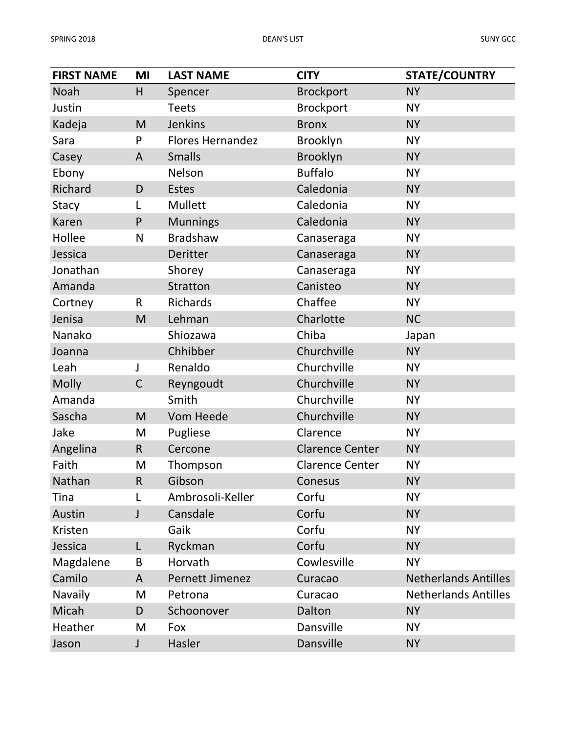| FIRST NAME | MI | LAST NAME | CITY | STATE/COUNTRY |
|---|---|---|---|---|
| Noah | H | Spencer | Brockport | NY |
| Justin | | Teets | Brockport | NY |
| Kadeja | M | Jenkins | Bronx | NY |
| Sara | P | Flores Hernandez | Brooklyn | NY |
| Casey | A | Smalls | Brooklyn | NY |
| Ebony | | Nelson | Buffalo | NY |
| Richard | D | Estes | Caledonia | NY |
| Stacy | L | Mullett | Caledonia | NY |
| Karen | P | Munnings | Caledonia | NY |
| Hollee | N | Bradshaw | Canaseraga | NY |
| Jessica | | Deritter | Canaseraga | NY |
| Jonathan | | Shorey | Canaseraga | NY |
| Amanda | | Stratton | Canisteo | NY |
| Cortney | R | Richards | Chaffee | NY |
| Jenisa | M | Lehman | Charlotte | NC |
| Nanako | | Shiozawa | Chiba | Japan |
| Joanna | | Chhibber | Churchville | NY |
| Leah | J | Renaldo | Churchville | NY |
| Molly | C | Reyngoudt | Churchville | NY |
| Amanda | | Smith | Churchville | NY |
| Sascha | M | Vom Heede | Churchville | NY |
| Jake | M | Pugliese | Clarence | NY |
| Angelina | R | Cercone | Clarence Center | NY |
| Faith | M | Thompson | Clarence Center | NY |
| Nathan | R | Gibson | Conesus | NY |
| Tina | L | Ambrosoli-Keller | Corfu | NY |
| Austin | J | Cansdale | Corfu | NY |
| Kristen | | Gaik | Corfu | NY |
| Jessica | L | Ryckman | Corfu | NY |
| Magdalene | B | Horvath | Cowlesville | NY |
| Camilo | A | Pernett Jimenez | Curacao | Netherlands Antilles |
| Navaily | M | Petrona | Curacao | Netherlands Antilles |
| Micah | D | Schoonover | Dalton | NY |
| Heather | M | Fox | Dansville | NY |
| Jason | J | Hasler | Dansville | NY |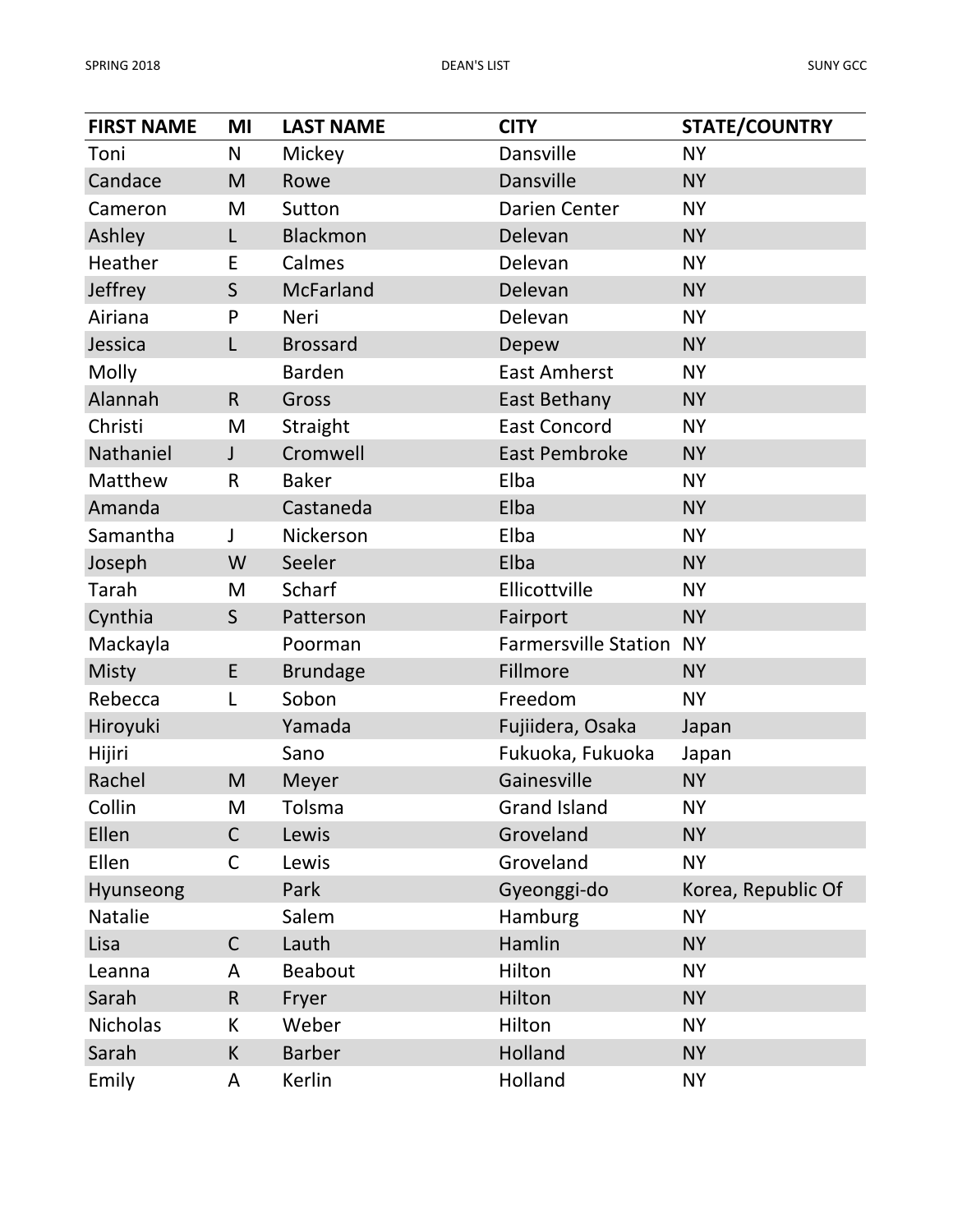| FIRST NAME | MI | LAST NAME | CITY | STATE/COUNTRY |
|---|---|---|---|---|
| Toni | N | Mickey | Dansville | NY |
| Candace | M | Rowe | Dansville | NY |
| Cameron | M | Sutton | Darien Center | NY |
| Ashley | L | Blackmon | Delevan | NY |
| Heather | E | Calmes | Delevan | NY |
| Jeffrey | S | McFarland | Delevan | NY |
| Airiana | P | Neri | Delevan | NY |
| Jessica | L | Brossard | Depew | NY |
| Molly | | Barden | East Amherst | NY |
| Alannah | R | Gross | East Bethany | NY |
| Christi | M | Straight | East Concord | NY |
| Nathaniel | J | Cromwell | East Pembroke | NY |
| Matthew | R | Baker | Elba | NY |
| Amanda | | Castaneda | Elba | NY |
| Samantha | J | Nickerson | Elba | NY |
| Joseph | W | Seeler | Elba | NY |
| Tarah | M | Scharf | Ellicottville | NY |
| Cynthia | S | Patterson | Fairport | NY |
| Mackayla | | Poorman | Farmersville Station | NY |
| Misty | E | Brundage | Fillmore | NY |
| Rebecca | L | Sobon | Freedom | NY |
| Hiroyuki | | Yamada | Fujiidera, Osaka | Japan |
| Hijiri | | Sano | Fukuoka, Fukuoka | Japan |
| Rachel | M | Meyer | Gainesville | NY |
| Collin | M | Tolsma | Grand Island | NY |
| Ellen | C | Lewis | Groveland | NY |
| Ellen | C | Lewis | Groveland | NY |
| Hyunseong | | Park | Gyeonggi-do | Korea, Republic Of |
| Natalie | | Salem | Hamburg | NY |
| Lisa | C | Lauth | Hamlin | NY |
| Leanna | A | Beabout | Hilton | NY |
| Sarah | R | Fryer | Hilton | NY |
| Nicholas | K | Weber | Hilton | NY |
| Sarah | K | Barber | Holland | NY |
| Emily | A | Kerlin | Holland | NY |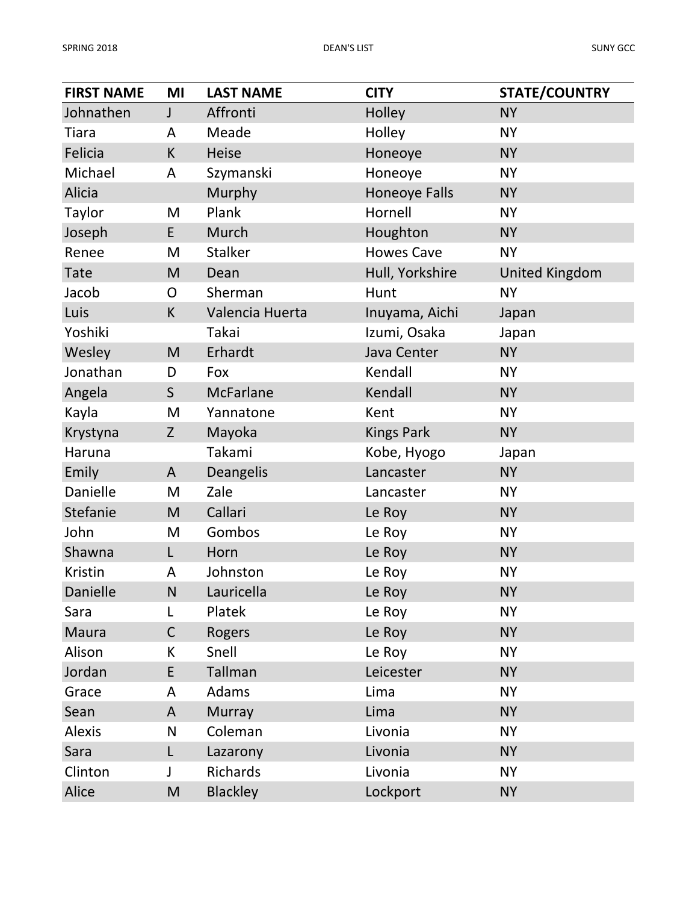| FIRST NAME | MI | LAST NAME | CITY | STATE/COUNTRY |
|---|---|---|---|---|
| Johnathen | J | Affronti | Holley | NY |
| Tiara | A | Meade | Holley | NY |
| Felicia | K | Heise | Honeoye | NY |
| Michael | A | Szymanski | Honeoye | NY |
| Alicia | | Murphy | Honeoye Falls | NY |
| Taylor | M | Plank | Hornell | NY |
| Joseph | E | Murch | Houghton | NY |
| Renee | M | Stalker | Howes Cave | NY |
| Tate | M | Dean | Hull, Yorkshire | United Kingdom |
| Jacob | O | Sherman | Hunt | NY |
| Luis | K | Valencia Huerta | Inuyama, Aichi | Japan |
| Yoshiki | | Takai | Izumi, Osaka | Japan |
| Wesley | M | Erhardt | Java Center | NY |
| Jonathan | D | Fox | Kendall | NY |
| Angela | S | McFarlane | Kendall | NY |
| Kayla | M | Yannatone | Kent | NY |
| Krystyna | Z | Mayoka | Kings Park | NY |
| Haruna | | Takami | Kobe, Hyogo | Japan |
| Emily | A | Deangelis | Lancaster | NY |
| Danielle | M | Zale | Lancaster | NY |
| Stefanie | M | Callari | Le Roy | NY |
| John | M | Gombos | Le Roy | NY |
| Shawna | L | Horn | Le Roy | NY |
| Kristin | A | Johnston | Le Roy | NY |
| Danielle | N | Lauricella | Le Roy | NY |
| Sara | L | Platek | Le Roy | NY |
| Maura | C | Rogers | Le Roy | NY |
| Alison | K | Snell | Le Roy | NY |
| Jordan | E | Tallman | Leicester | NY |
| Grace | A | Adams | Lima | NY |
| Sean | A | Murray | Lima | NY |
| Alexis | N | Coleman | Livonia | NY |
| Sara | L | Lazarony | Livonia | NY |
| Clinton | J | Richards | Livonia | NY |
| Alice | M | Blackley | Lockport | NY |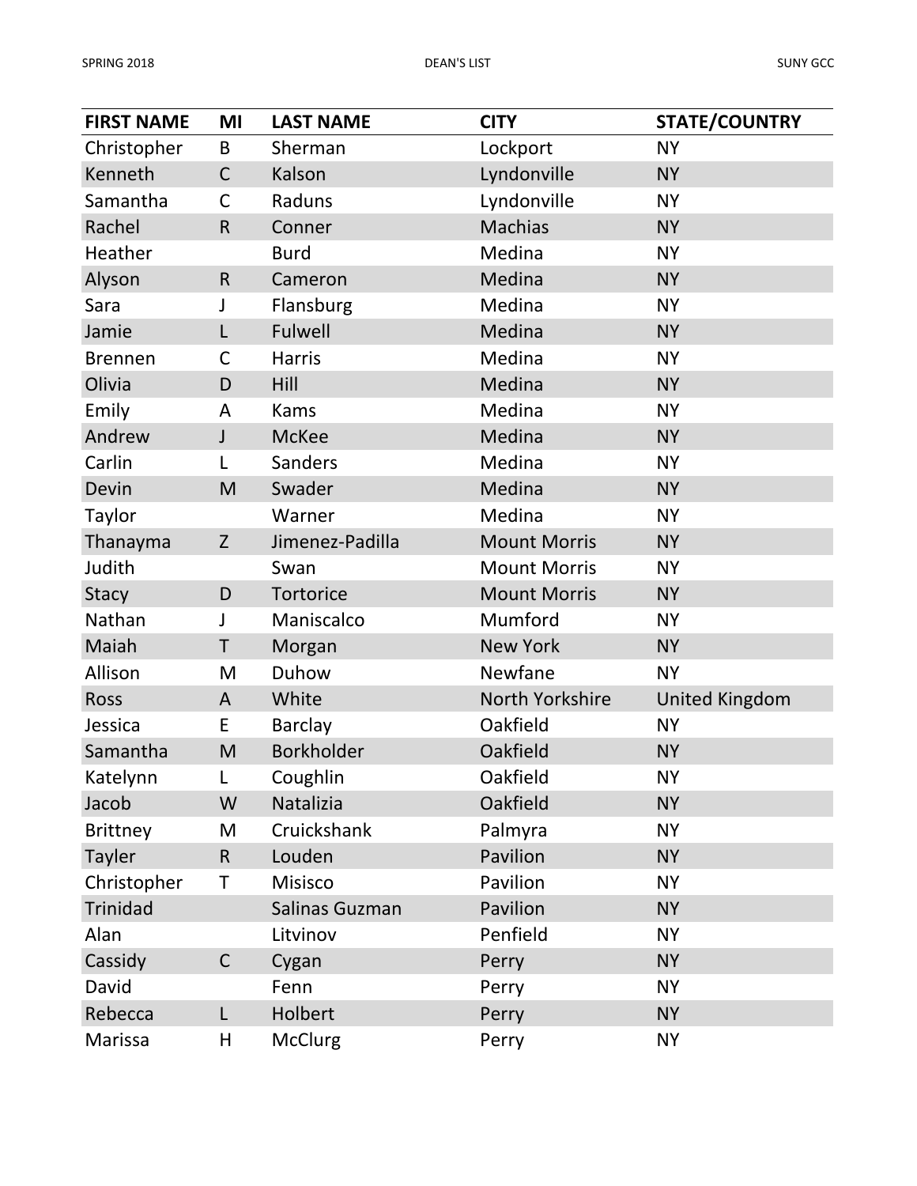| FIRST NAME | MI | LAST NAME | CITY | STATE/COUNTRY |
|---|---|---|---|---|
| Christopher | B | Sherman | Lockport | NY |
| Kenneth | C | Kalson | Lyndonville | NY |
| Samantha | C | Raduns | Lyndonville | NY |
| Rachel | R | Conner | Machias | NY |
| Heather | | Burd | Medina | NY |
| Alyson | R | Cameron | Medina | NY |
| Sara | J | Flansburg | Medina | NY |
| Jamie | L | Fulwell | Medina | NY |
| Brennen | C | Harris | Medina | NY |
| Olivia | D | Hill | Medina | NY |
| Emily | A | Kams | Medina | NY |
| Andrew | J | McKee | Medina | NY |
| Carlin | L | Sanders | Medina | NY |
| Devin | M | Swader | Medina | NY |
| Taylor | | Warner | Medina | NY |
| Thanayma | Z | Jimenez-Padilla | Mount Morris | NY |
| Judith | | Swan | Mount Morris | NY |
| Stacy | D | Tortorice | Mount Morris | NY |
| Nathan | J | Maniscalco | Mumford | NY |
| Maiah | T | Morgan | New York | NY |
| Allison | M | Duhow | Newfane | NY |
| Ross | A | White | North Yorkshire | United Kingdom |
| Jessica | E | Barclay | Oakfield | NY |
| Samantha | M | Borkholder | Oakfield | NY |
| Katelynn | L | Coughlin | Oakfield | NY |
| Jacob | W | Natalizia | Oakfield | NY |
| Brittney | M | Cruickshank | Palmyra | NY |
| Tayler | R | Louden | Pavilion | NY |
| Christopher | T | Misisco | Pavilion | NY |
| Trinidad | | Salinas Guzman | Pavilion | NY |
| Alan | | Litvinov | Penfield | NY |
| Cassidy | C | Cygan | Perry | NY |
| David | | Fenn | Perry | NY |
| Rebecca | L | Holbert | Perry | NY |
| Marissa | H | McClurg | Perry | NY |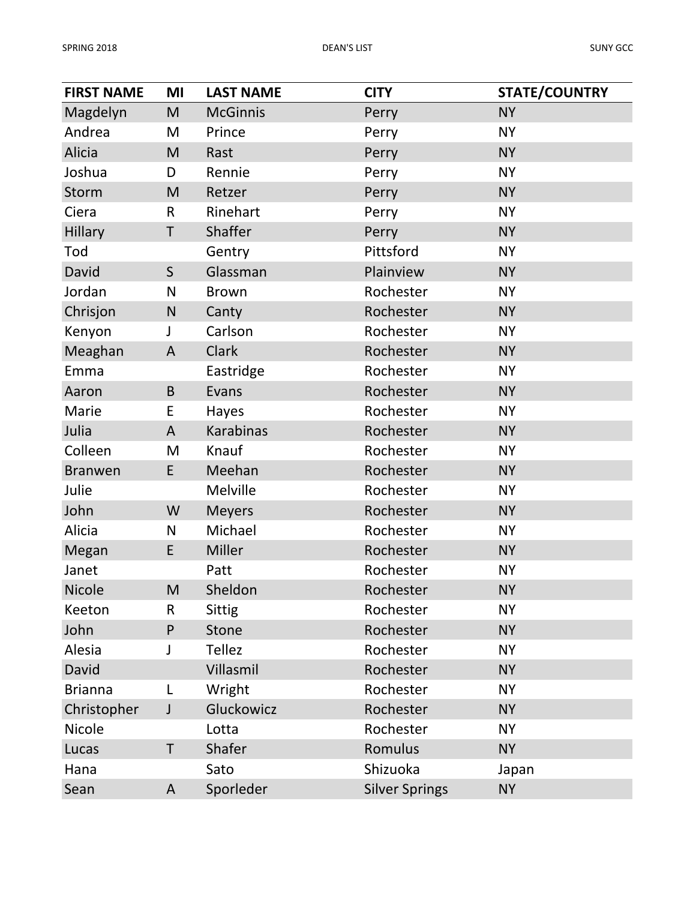| FIRST NAME | MI | LAST NAME | CITY | STATE/COUNTRY |
|---|---|---|---|---|
| Magdelyn | M | McGinnis | Perry | NY |
| Andrea | M | Prince | Perry | NY |
| Alicia | M | Rast | Perry | NY |
| Joshua | D | Rennie | Perry | NY |
| Storm | M | Retzer | Perry | NY |
| Ciera | R | Rinehart | Perry | NY |
| Hillary | T | Shaffer | Perry | NY |
| Tod | | Gentry | Pittsford | NY |
| David | S | Glassman | Plainview | NY |
| Jordan | N | Brown | Rochester | NY |
| Chrisjon | N | Canty | Rochester | NY |
| Kenyon | J | Carlson | Rochester | NY |
| Meaghan | A | Clark | Rochester | NY |
| Emma | | Eastridge | Rochester | NY |
| Aaron | B | Evans | Rochester | NY |
| Marie | E | Hayes | Rochester | NY |
| Julia | A | Karabinas | Rochester | NY |
| Colleen | M | Knauf | Rochester | NY |
| Branwen | E | Meehan | Rochester | NY |
| Julie | | Melville | Rochester | NY |
| John | W | Meyers | Rochester | NY |
| Alicia | N | Michael | Rochester | NY |
| Megan | E | Miller | Rochester | NY |
| Janet | | Patt | Rochester | NY |
| Nicole | M | Sheldon | Rochester | NY |
| Keeton | R | Sittig | Rochester | NY |
| John | P | Stone | Rochester | NY |
| Alesia | J | Tellez | Rochester | NY |
| David | | Villasmil | Rochester | NY |
| Brianna | L | Wright | Rochester | NY |
| Christopher | J | Gluckowicz | Rochester | NY |
| Nicole | | Lotta | Rochester | NY |
| Lucas | T | Shafer | Romulus | NY |
| Hana | | Sato | Shizuoka | Japan |
| Sean | A | Sporleder | Silver Springs | NY |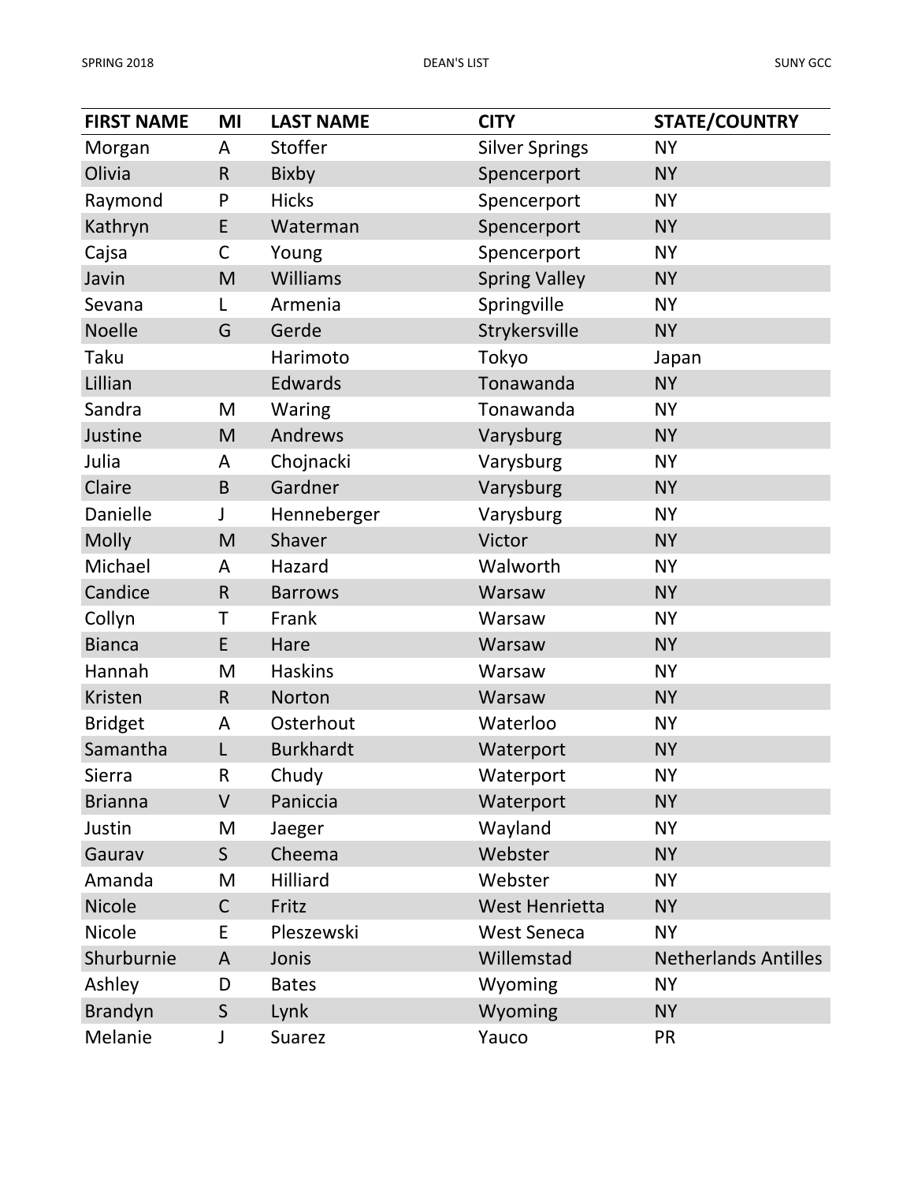| FIRST NAME | MI | LAST NAME | CITY | STATE/COUNTRY |
|---|---|---|---|---|
| Morgan | A | Stoffer | Silver Springs | NY |
| Olivia | R | Bixby | Spencerport | NY |
| Raymond | P | Hicks | Spencerport | NY |
| Kathryn | E | Waterman | Spencerport | NY |
| Cajsa | C | Young | Spencerport | NY |
| Javin | M | Williams | Spring Valley | NY |
| Sevana | L | Armenia | Springville | NY |
| Noelle | G | Gerde | Strykersville | NY |
| Taku | | Harimoto | Tokyo | Japan |
| Lillian | | Edwards | Tonawanda | NY |
| Sandra | M | Waring | Tonawanda | NY |
| Justine | M | Andrews | Varysburg | NY |
| Julia | A | Chojnacki | Varysburg | NY |
| Claire | B | Gardner | Varysburg | NY |
| Danielle | J | Henneberger | Varysburg | NY |
| Molly | M | Shaver | Victor | NY |
| Michael | A | Hazard | Walworth | NY |
| Candice | R | Barrows | Warsaw | NY |
| Collyn | T | Frank | Warsaw | NY |
| Bianca | E | Hare | Warsaw | NY |
| Hannah | M | Haskins | Warsaw | NY |
| Kristen | R | Norton | Warsaw | NY |
| Bridget | A | Osterhout | Waterloo | NY |
| Samantha | L | Burkhardt | Waterport | NY |
| Sierra | R | Chudy | Waterport | NY |
| Brianna | V | Paniccia | Waterport | NY |
| Justin | M | Jaeger | Wayland | NY |
| Gaurav | S | Cheema | Webster | NY |
| Amanda | M | Hilliard | Webster | NY |
| Nicole | C | Fritz | West Henrietta | NY |
| Nicole | E | Pleszewski | West Seneca | NY |
| Shurburnie | A | Jonis | Willemstad | Netherlands Antilles |
| Ashley | D | Bates | Wyoming | NY |
| Brandyn | S | Lynk | Wyoming | NY |
| Melanie | J | Suarez | Yauco | PR |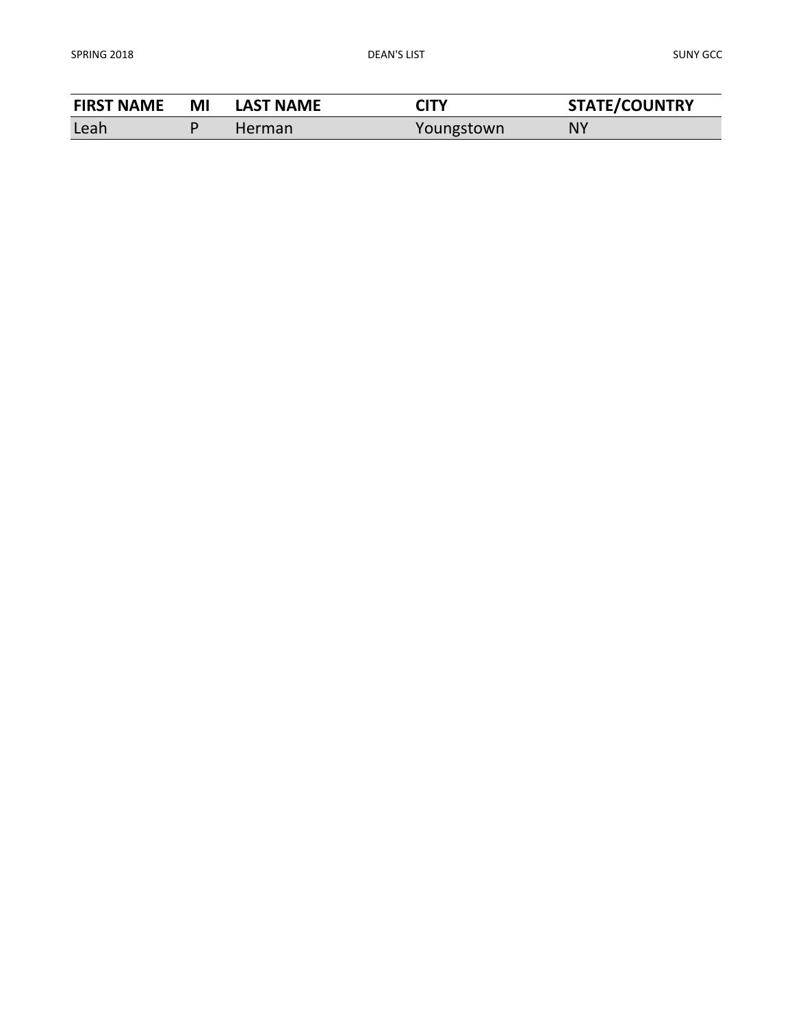| FIRST NAME | MI | LAST NAME | CITY | STATE/COUNTRY |
| --- | --- | --- | --- | --- |
| Leah | P | Herman | Youngstown | NY |